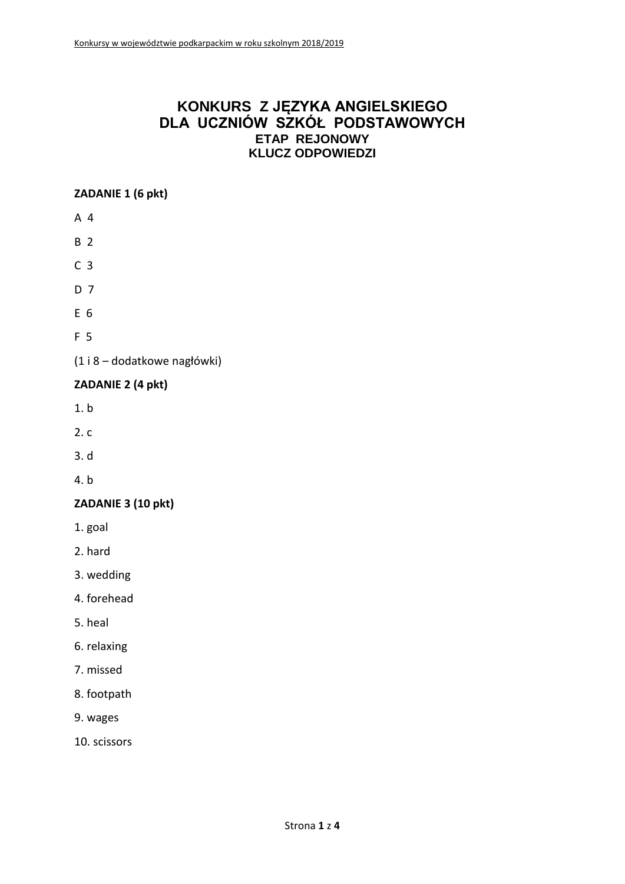# KONKURS Z JĘZYKA ANGIELSKIEGO DLA UCZNIÓW SZKÓŁ PODSTAWOWYCH

## ETAP REJONOWY

## KLUCZ ODPOWIEDZI

**ZADANIE 1 (6 pkt)**

A 4

B 2

C 3

D 7

E 6

F 5

(1 i 8 – dodatkowe nagłówki)

**ZADANIE 2 (4 pkt)**

1. b
2. c
3. d
4. b

**ZADANIE 3 (10 pkt)**

1. goal
2. hard
3. wedding
4. forehead
5. heal
6. relaxing
7. missed
8. footpath
9. wages
10. scissors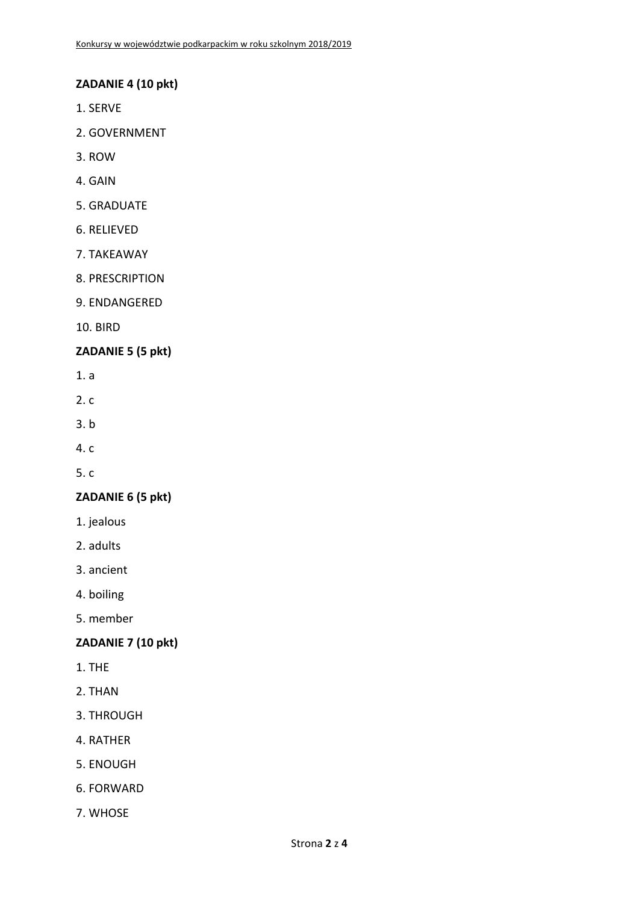**ZADANIE 4 (10 pkt)**

1. SERVE
2. GOVERNMENT
3. ROW
4. GAIN
5. GRADUATE
6. RELIEVED
7. TAKEAWAY
8. PRESCRIPTION
9. ENDANGERED
10. BIRD

**ZADANIE 5 (5 pkt)**

1. a
2. c
3. b
4. c
5. c

**ZADANIE 6 (5 pkt)**

1. jealous
2. adults
3. ancient
4. boiling
5. member

**ZADANIE 7 (10 pkt)**

1. THE
2. THAN
3. THROUGH
4. RATHER
5. ENOUGH
6. FORWARD
7. WHOSE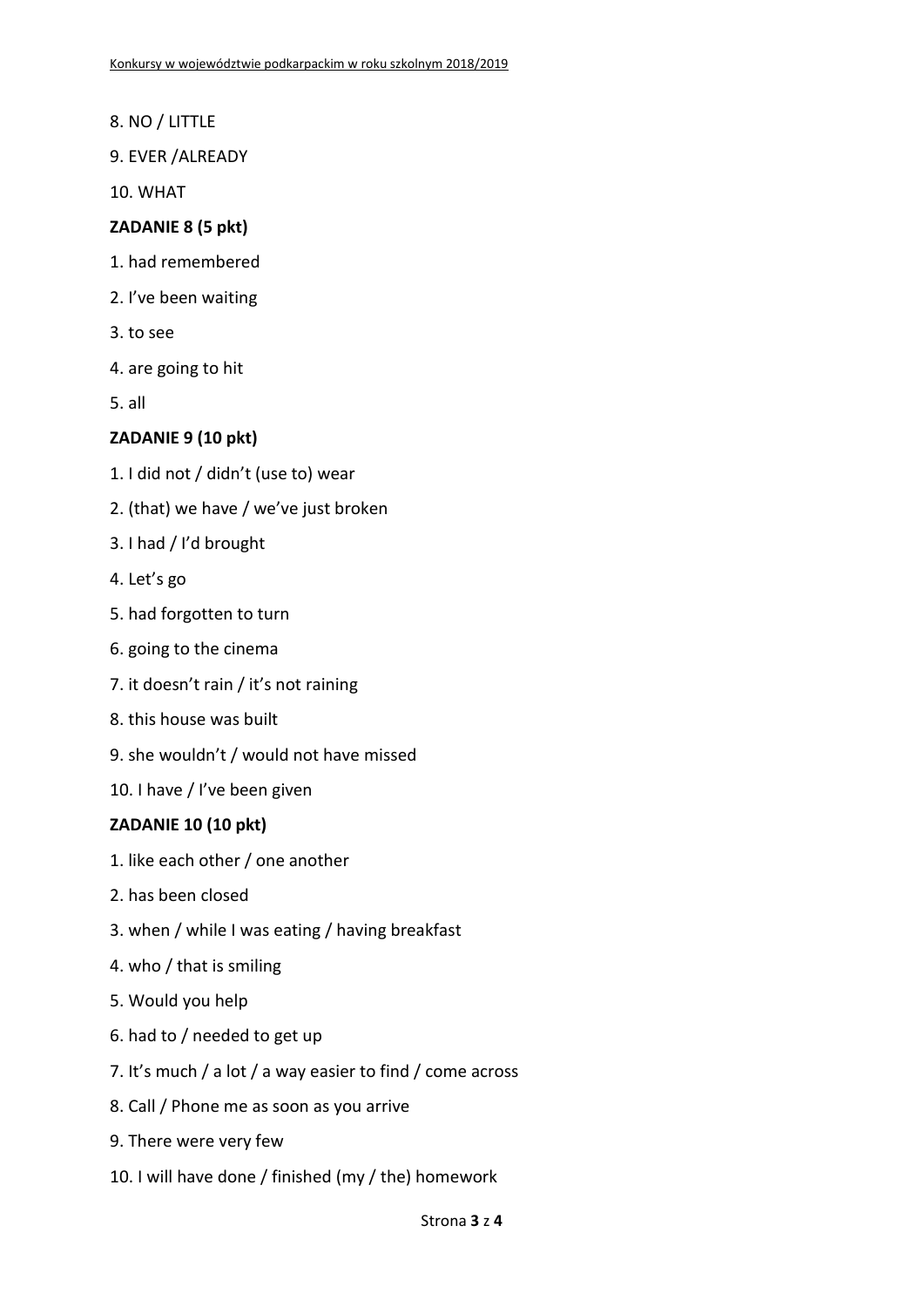8. NO / LITTLE

9. EVER /ALREADY

10. WHAT

**ZADANIE 8 (5 pkt)**

1. had remembered

2. I've been waiting

3. to see

4. are going to hit

5. all

**ZADANIE 9 (10 pkt)**

1. I did not / didn't (use to) wear

2. (that) we have / we've just broken

3. I had / I'd brought

4. Let's go

5. had forgotten to turn

6. going to the cinema

7. it doesn't rain / it's not raining

8. this house was built

9. she wouldn't / would not have missed

10. I have / I've been given

**ZADANIE 10 (10 pkt)**

1. like each other / one another

2. has been closed

3. when / while I was eating / having breakfast

4. who / that is smiling

5. Would you help

6. had to / needed to get up

7. It's much / a lot / a way easier to find / come across

8. Call / Phone me as soon as you arrive

9. There were very few

10. I will have done / finished (my / the) homework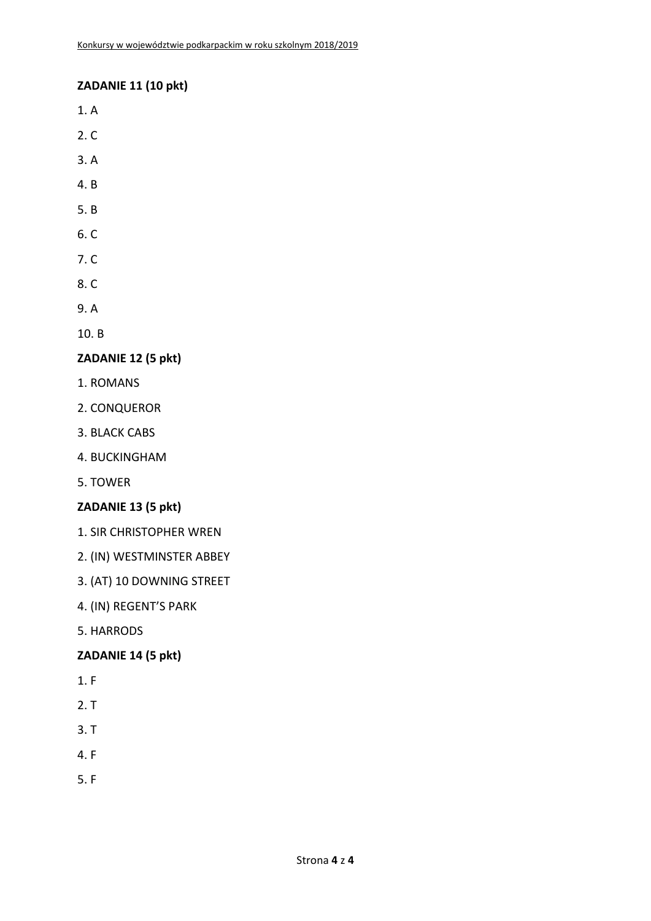**ZADANIE 11 (10 pkt)**

1. A
2. C
3. A
4. B
5. B
6. C
7. C
8. C
9. A
10. B

**ZADANIE 12 (5 pkt)**

1. ROMANS
2. CONQUEROR
3. BLACK CABS
4. BUCKINGHAM
5. TOWER

**ZADANIE 13 (5 pkt)**

1. SIR CHRISTOPHER WREN
2. (IN) WESTMINSTER ABBEY
3. (AT) 10 DOWNING STREET
4. (IN) REGENT'S PARK
5. HARRODS

**ZADANIE 14 (5 pkt)**

1. F
2. T
3. T
4. F
5. F